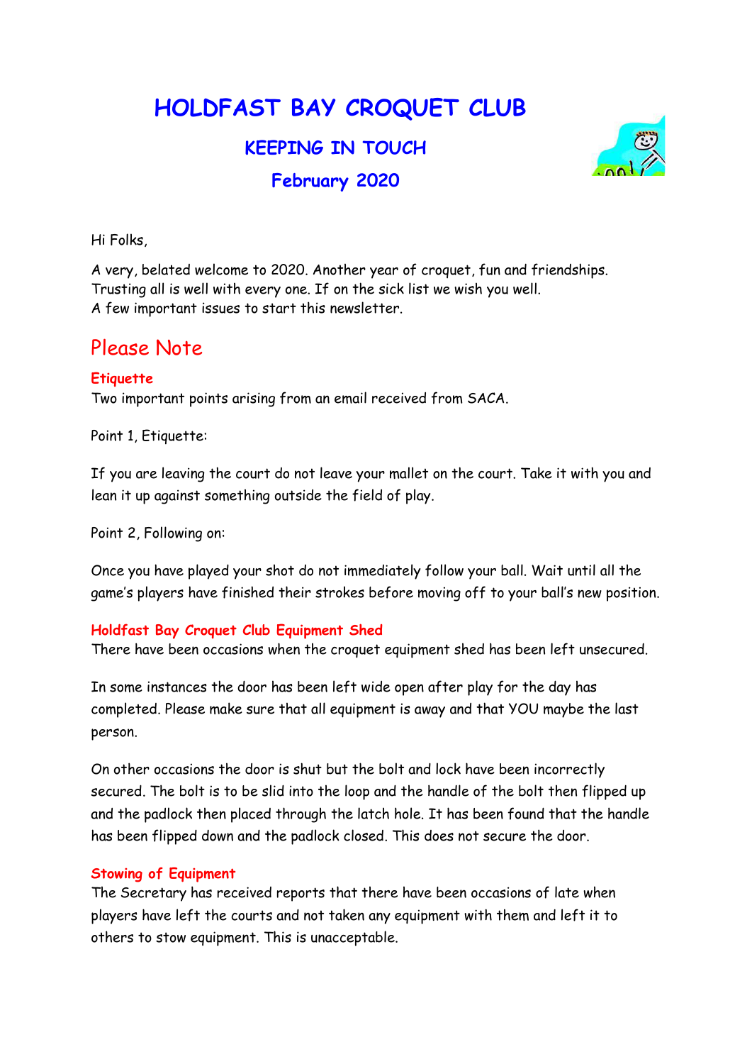# HOLDFAST BAY CROQUET CLUB

## KEEPING IN TOUCH

## February 2020

Hi Folks,

A very, belated welcome to 2020. Another year of croquet, fun and friendships.
Trusting all is well with every one. If on the sick list we wish you well.
A few important issues to start this newsletter.

## Please Note

### Etiquette

Two important points arising from an email received from SACA.

Point 1, Etiquette:

If you are leaving the court do not leave your mallet on the court. Take it with you and lean it up against something outside the field of play.

Point 2, Following on:

Once you have played your shot do not immediately follow your ball. Wait until all the game's players have finished their strokes before moving off to your ball's new position.

### Holdfast Bay Croquet Club Equipment Shed

There have been occasions when the croquet equipment shed has been left unsecured.

In some instances the door has been left wide open after play for the day has completed. Please make sure that all equipment is away and that YOU maybe the last person.

On other occasions the door is shut but the bolt and lock have been incorrectly secured. The bolt is to be slid into the loop and the handle of the bolt then flipped up and the padlock then placed through the latch hole. It has been found that the handle has been flipped down and the padlock closed. This does not secure the door.

### Stowing of Equipment

The Secretary has received reports that there have been occasions of late when players have left the courts and not taken any equipment with them and left it to others to stow equipment. This is unacceptable.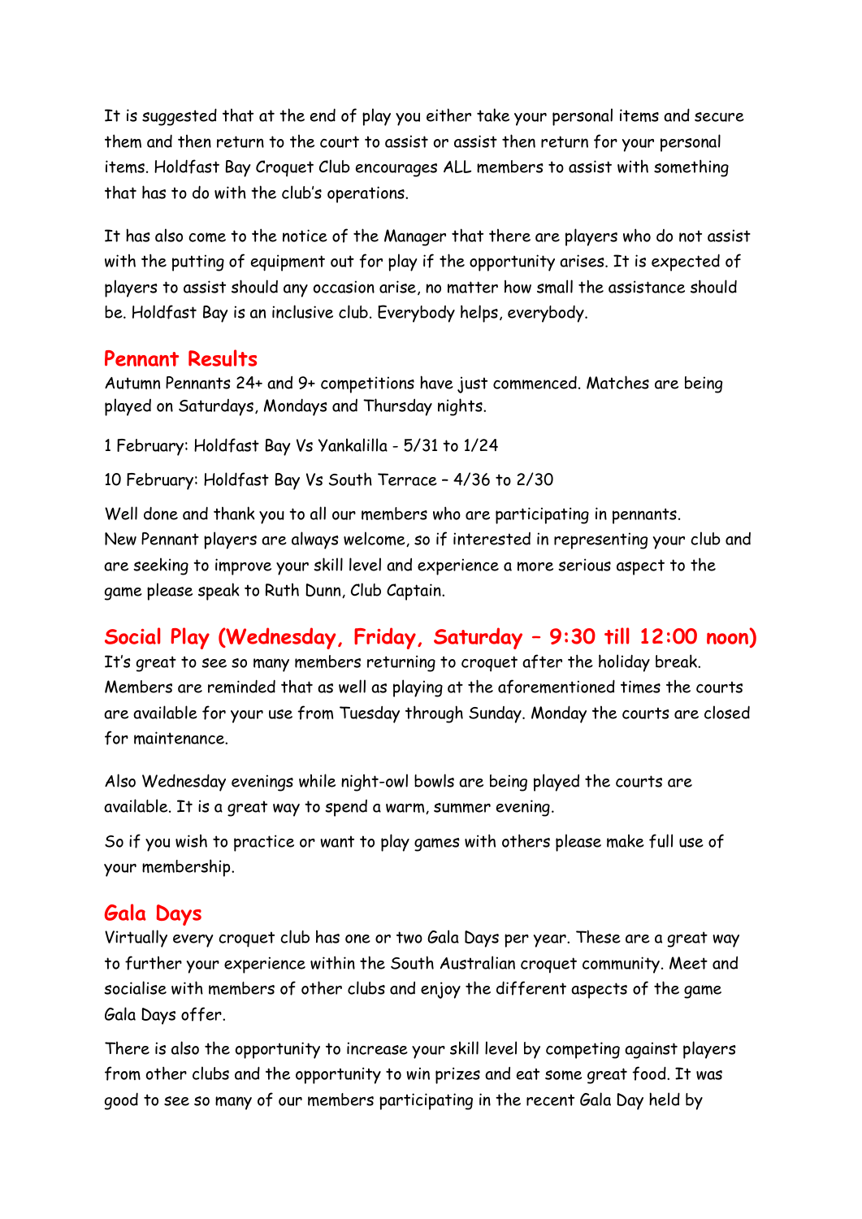It is suggested that at the end of play you either take your personal items and secure them and then return to the court to assist or assist then return for your personal items. Holdfast Bay Croquet Club encourages ALL members to assist with something that has to do with the club's operations.

It has also come to the notice of the Manager that there are players who do not assist with the putting of equipment out for play if the opportunity arises. It is expected of players to assist should any occasion arise, no matter how small the assistance should be. Holdfast Bay is an inclusive club. Everybody helps, everybody.

## Pennant Results

Autumn Pennants 24+ and 9+ competitions have just commenced. Matches are being played on Saturdays, Mondays and Thursday nights.

1 February: Holdfast Bay Vs Yankalilla - 5/31 to 1/24

10 February: Holdfast Bay Vs South Terrace – 4/36 to 2/30

Well done and thank you to all our members who are participating in pennants. New Pennant players are always welcome, so if interested in representing your club and are seeking to improve your skill level and experience a more serious aspect to the game please speak to Ruth Dunn, Club Captain.

## Social Play (Wednesday, Friday, Saturday – 9:30 till 12:00 noon)

It's great to see so many members returning to croquet after the holiday break. Members are reminded that as well as playing at the aforementioned times the courts are available for your use from Tuesday through Sunday. Monday the courts are closed for maintenance.

Also Wednesday evenings while night-owl bowls are being played the courts are available. It is a great way to spend a warm, summer evening.

So if you wish to practice or want to play games with others please make full use of your membership.

## Gala Days

Virtually every croquet club has one or two Gala Days per year. These are a great way to further your experience within the South Australian croquet community. Meet and socialise with members of other clubs and enjoy the different aspects of the game Gala Days offer.

There is also the opportunity to increase your skill level by competing against players from other clubs and the opportunity to win prizes and eat some great food. It was good to see so many of our members participating in the recent Gala Day held by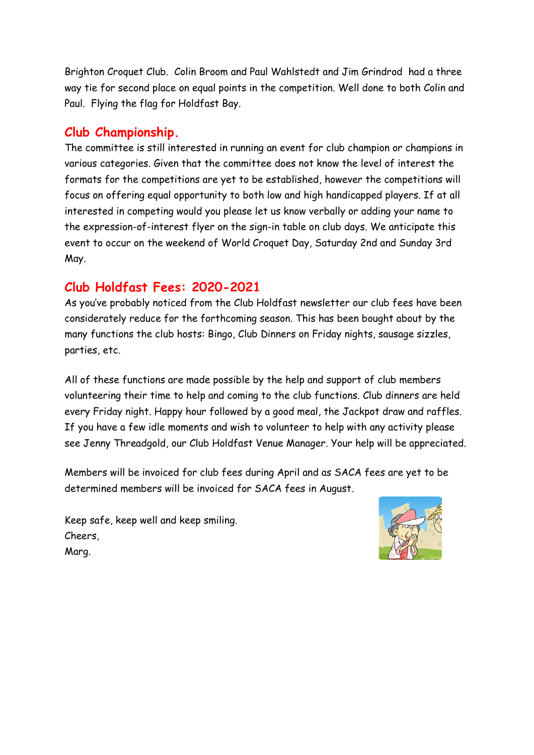Brighton Croquet Club. Colin Broom and Paul Wahlstedt and Jim Grindrod had a three way tie for second place on equal points in the competition. Well done to both Colin and Paul. Flying the flag for Holdfast Bay.

## Club Championship.

The committee is still interested in running an event for club champion or champions in various categories. Given that the committee does not know the level of interest the formats for the competitions are yet to be established, however the competitions will focus on offering equal opportunity to both low and high handicapped players. If at all interested in competing would you please let us know verbally or adding your name to the expression-of-interest flyer on the sign-in table on club days. We anticipate this event to occur on the weekend of World Croquet Day, Saturday 2nd and Sunday 3rd May.

## Club Holdfast Fees: 2020-2021

As you've probably noticed from the Club Holdfast newsletter our club fees have been considerately reduce for the forthcoming season. This has been bought about by the many functions the club hosts: Bingo, Club Dinners on Friday nights, sausage sizzles, parties, etc.

All of these functions are made possible by the help and support of club members volunteering their time to help and coming to the club functions. Club dinners are held every Friday night. Happy hour followed by a good meal, the Jackpot draw and raffles. If you have a few idle moments and wish to volunteer to help with any activity please see Jenny Threadgold, our Club Holdfast Venue Manager. Your help will be appreciated.

Members will be invoiced for club fees during April and as SACA fees are yet to be determined members will be invoiced for SACA fees in August.

Keep safe, keep well and keep smiling.
Cheers,
Marg.